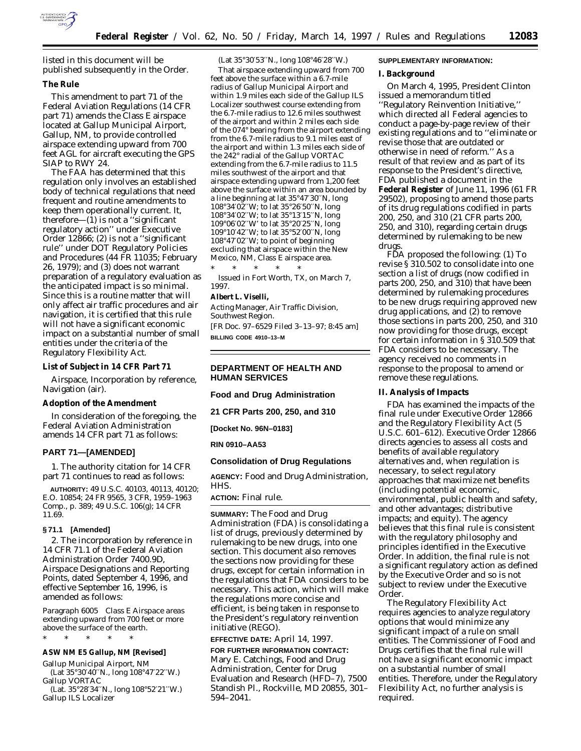listed in this document will be published subsequently in the Order.

## The Rule

This amendment to part 71 of the Federal Aviation Regulations (14 CFR part 71) amends the Class E airspace located at Gallup Municipal Airport, Gallup, NM, to provide controlled airspace extending upward from 700 feet AGL for aircraft executing the GPS SIAP to RWY 24.

The FAA has determined that this regulation only involves an established body of technical regulations that need frequent and routine amendments to keep them operationally current. It, therefore—(1) is not a ''significant regulatory action'' under Executive Order 12866; (2) is not a ''significant rule'' under DOT Regulatory Policies and Procedures (44 FR 11035; February 26, 1979); and (3) does not warrant preparation of a regulatory evaluation as the anticipated impact is so minimal. Since this is a routine matter that will only affect air traffic procedures and air navigation, it is certified that this rule will not have a significant economic impact on a substantial number of small entities under the criteria of the Regulatory Flexibility Act.

## List of Subject in 14 CFR Part 71

Airspace, Incorporation by reference, Navigation (air).

## Adoption of the Amendment

In consideration of the foregoing, the Federal Aviation Administration amends 14 CFR part 71 as follows:

## PART 71—[AMENDED]

1. The authority citation for 14 CFR part 71 continues to read as follows:

**AUTHORITY:** 49 U.S.C. 40103, 40113, 40120; E.O. 10854; 24 FR 9565, 3 CFR, 1959–1963 Comp., p. 389; 49 U.S.C. 106(g); 14 CFR 11.69.

### § 71.1 [Amended]

2. The incorporation by reference in 14 CFR 71.1 of the Federal Aviation Administration Order 7400.9D, *Airspace Designations and Reporting Points*, dated September 4, 1996, and effective September 16, 1996, is amended as follows:

*Paragraph 6005 Class E Airspace areas extending upward from 700 feet or more above the surface of the earth.*

\* \* \* \* \*

**ASW NM E5 Gallup, NM [Revised]**

Gallup Municipal Airport, NM
(Lat 35°30′40″N., long 108°47′22″W.)
Gallup VORTAC
(Lat. 35°28′34″N., long 108°52′21″W.)
Gallup ILS Localizer
(Lat 35°30′53″N., long 108°46′28″W.)

That airspace extending upward from 700 feet above the surface within a 6.7-mile radius of Gallup Municipal Airport and within 1.9 miles each side of the Gallup ILS Localizer southwest course extending from the 6.7-mile radius to 12.6 miles southwest of the airport and within 2 miles each side of the 074° bearing from the airport extending from the 6.7-mile radius to 9.1 miles east of the airport and within 1.3 miles each side of the 242° radial of the Gallup VORTAC extending from the 6.7-mile radius to 11.5 miles southwest of the airport and that airspace extending upward from 1,200 feet above the surface within an area bounded by a line beginning at lat 35°47′30″N, long 108°34′02″W; to lat 35°26′50″N, long 108°34′02″W; to lat 35°13′15″N, long 109°06′02″W to lat 35°20′25″N, long 109°10′42″W; to lat 35°52′00″N, long 108°47′02″W; to point of beginning excluding that airspace within the New Mexico, NM, Class E airspace area.

\* \* \* \* \*

Issued in Fort Worth, TX, on March 7, 1997.

**Albert L. Viselli,**

*Acting Manager, Air Traffic Division, Southwest Region.*

[FR Doc. 97–6529 Filed 3–13–97; 8:45 am]

**BILLING CODE 4910–13–M**

---

## DEPARTMENT OF HEALTH AND HUMAN SERVICES

### Food and Drug Administration

### 21 CFR Parts 200, 250, and 310

**[Docket No. 96N–0183]**

**RIN 0910–AA53**

### Consolidation of Drug Regulations

**AGENCY:** Food and Drug Administration, HHS.

**ACTION:** Final rule.

**SUMMARY:** The Food and Drug Administration (FDA) is consolidating a list of drugs, previously determined by rulemaking to be new drugs, into one section. This document also removes the sections now providing for these drugs, except for certain information in the regulations that FDA considers to be necessary. This action, which will make the regulations more concise and efficient, is being taken in response to the President's regulatory reinvention initiative (REGO).

**EFFECTIVE DATE:** April 14, 1997.

**FOR FURTHER INFORMATION CONTACT:** Mary E. Catchings, Food and Drug Administration, Center for Drug Evaluation and Research (HFD–7), 7500 Standish Pl., Rockville, MD 20855, 301–594–2041.

**SUPPLEMENTARY INFORMATION:**

## I. Background

On March 4, 1995, President Clinton issued a memorandum titled ''Regulatory Reinvention Initiative,'' which directed all Federal agencies to conduct a page-by-page review of their existing regulations and to ''eliminate or revise those that are outdated or otherwise in need of reform.'' As a result of that review and as part of its response to the President's directive, FDA published a document in the **Federal Register** of June 11, 1996 (61 FR 29502), proposing to amend those parts of its drug regulations codified in parts 200, 250, and 310 (21 CFR parts 200, 250, and 310), regarding certain drugs determined by rulemaking to be new drugs.

FDA proposed the following: (1) To revise § 310.502 to consolidate into one section a list of drugs (now codified in parts 200, 250, and 310) that have been determined by rulemaking procedures to be new drugs requiring approved new drug applications, and (2) to remove those sections in parts 200, 250, and 310 now providing for those drugs, except for certain information in § 310.509 that FDA considers to be necessary. The agency received no comments in response to the proposal to amend or remove these regulations.

## II. Analysis of Impacts

FDA has examined the impacts of the final rule under Executive Order 12866 and the Regulatory Flexibility Act (5 U.S.C. 601–612). Executive Order 12866 directs agencies to assess all costs and benefits of available regulatory alternatives and, when regulation is necessary, to select regulatory approaches that maximize net benefits (including potential economic, environmental, public health and safety, and other advantages; distributive impacts; and equity). The agency believes that this final rule is consistent with the regulatory philosophy and principles identified in the Executive Order. In addition, the final rule is not a significant regulatory action as defined by the Executive Order and so is not subject to review under the Executive Order.

The Regulatory Flexibility Act requires agencies to analyze regulatory options that would minimize any significant impact of a rule on small entities. The Commissioner of Food and Drugs certifies that the final rule will not have a significant economic impact on a substantial number of small entities. Therefore, under the Regulatory Flexibility Act, no further analysis is required.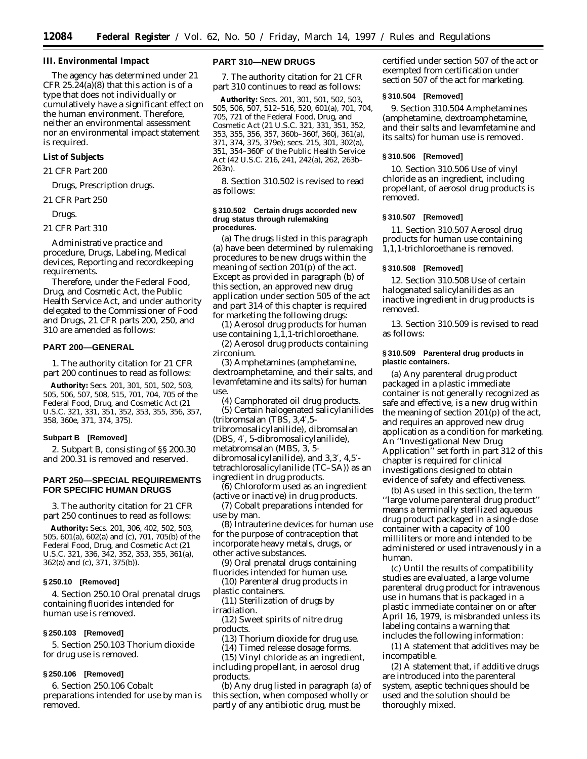### III. Environmental Impact

The agency has determined under 21 CFR 25.24(a)(8) that this action is of a type that does not individually or cumulatively have a significant effect on the human environment. Therefore, neither an environmental assessment nor an environmental impact statement is required.

### List of Subjects

*21 CFR Part 200*

Drugs, Prescription drugs.

*21 CFR Part 250*

Drugs.

*21 CFR Part 310*

Administrative practice and procedure, Drugs, Labeling, Medical devices, Reporting and recordkeeping requirements.

Therefore, under the Federal Food, Drug, and Cosmetic Act, the Public Health Service Act, and under authority delegated to the Commissioner of Food and Drugs, 21 CFR parts 200, 250, and 310 are amended as follows:

## PART 200—GENERAL

1. The authority citation for 21 CFR part 200 continues to read as follows:

**Authority:** Secs. 201, 301, 501, 502, 503, 505, 506, 507, 508, 515, 701, 704, 705 of the Federal Food, Drug, and Cosmetic Act (21 U.S.C. 321, 331, 351, 352, 353, 355, 356, 357, 358, 360e, 371, 374, 375).

**Subpart B [Removed]**

2. Subpart B, consisting of §§ 200.30 and 200.31 is removed and reserved.

## PART 250—SPECIAL REQUIREMENTS FOR SPECIFIC HUMAN DRUGS

3. The authority citation for 21 CFR part 250 continues to read as follows:

**Authority:** Secs. 201, 306, 402, 502, 503, 505, 601(a), 602(a) and (c), 701, 705(b) of the Federal Food, Drug, and Cosmetic Act (21 U.S.C. 321, 336, 342, 352, 353, 355, 361(a), 362(a) and (c), 371, 375(b)).

**§ 250.10 [Removed]**

4. Section 250.10 Oral prenatal drugs containing fluorides intended for human use is removed.

**§ 250.103 [Removed]**

5. Section 250.103 Thorium dioxide for drug use is removed.

**§ 250.106 [Removed]**

6. Section 250.106 Cobalt preparations intended for use by man is removed.

## PART 310—NEW DRUGS

7. The authority citation for 21 CFR part 310 continues to read as follows:

**Authority:** Secs. 201, 301, 501, 502, 503, 505, 506, 507, 512–516, 520, 601(a), 701, 704, 705, 721 of the Federal Food, Drug, and Cosmetic Act (21 U.S.C. 321, 331, 351, 352, 353, 355, 356, 357, 360b–360f, 360j, 361(a), 371, 374, 375, 379e); secs. 215, 301, 302(a), 351, 354–360F of the Public Health Service Act (42 U.S.C. 216, 241, 242(a), 262, 263b–263n).

8. Section 310.502 is revised to read as follows:

**§ 310.502 Certain drugs accorded new drug status through rulemaking procedures.**

(a) The drugs listed in this paragraph (a) have been determined by rulemaking procedures to be new drugs within the meaning of section 201(p) of the act. Except as provided in paragraph (b) of this section, an approved new drug application under section 505 of the act and part 314 of this chapter is required for marketing the following drugs:

(1) Aerosol drug products for human use containing 1,1,1-trichloroethane.

(2) Aerosol drug products containing zirconium.

(3) Amphetamines (amphetamine, dextroamphetamine, and their salts, and levamfetamine and its salts) for human use.

(4) Camphorated oil drug products.

(5) Certain halogenated salicylanilides (tribromsalan (TBS, 3,4′,5-tribromosalicylanilide), dibromsalan (DBS, 4′, 5-dibromosalicylanilide), metabromsalan (MBS, 3, 5-dibromosalicylanilide), and 3,3′, 4,5′-tetrachlorosalicylanilide (TC–SA)) as an ingredient in drug products.

(6) Chloroform used as an ingredient (active or inactive) in drug products.

(7) Cobalt preparations intended for use by man.

(8) Intrauterine devices for human use for the purpose of contraception that incorporate heavy metals, drugs, or other active substances.

(9) Oral prenatal drugs containing fluorides intended for human use.

(10) Parenteral drug products in plastic containers.

(11) Sterilization of drugs by irradiation.

(12) Sweet spirits of nitre drug products.

(13) Thorium dioxide for drug use.

(14) Timed release dosage forms.

(15) Vinyl chloride as an ingredient, including propellant, in aerosol drug products.

(b) Any drug listed in paragraph (a) of this section, when composed wholly or partly of any antibiotic drug, must be certified under section 507 of the act or exempted from certification under section 507 of the act for marketing.

**§ 310.504 [Removed]**

9. Section 310.504 Amphetamines (amphetamine, dextroamphetamine, and their salts and levamfetamine and its salts) for human use is removed.

**§ 310.506 [Removed]**

10. Section 310.506 Use of vinyl chloride as an ingredient, including propellant, of aerosol drug products is removed.

**§ 310.507 [Removed]**

11. Section 310.507 Aerosol drug products for human use containing 1,1,1-trichloroethane is removed.

**§ 310.508 [Removed]**

12. Section 310.508 Use of certain halogenated salicylanilides as an inactive ingredient in drug products is removed.

13. Section 310.509 is revised to read as follows:

**§ 310.509 Parenteral drug products in plastic containers.**

(a) Any parenteral drug product packaged in a plastic immediate container is not generally recognized as safe and effective, is a new drug within the meaning of section 201(p) of the act, and requires an approved new drug application as a condition for marketing. An ''Investigational New Drug Application'' set forth in part 312 of this chapter is required for clinical investigations designed to obtain evidence of safety and effectiveness.

(b) As used in this section, the term ''large volume parenteral drug product'' means a terminally sterilized aqueous drug product packaged in a single-dose container with a capacity of 100 milliliters or more and intended to be administered or used intravenously in a human.

(c) Until the results of compatibility studies are evaluated, a large volume parenteral drug product for intravenous use in humans that is packaged in a plastic immediate container on or after April 16, 1979, is misbranded unless its labeling contains a warning that includes the following information:

(1) A statement that additives may be incompatible.

(2) A statement that, if additive drugs are introduced into the parenteral system, aseptic techniques should be used and the solution should be thoroughly mixed.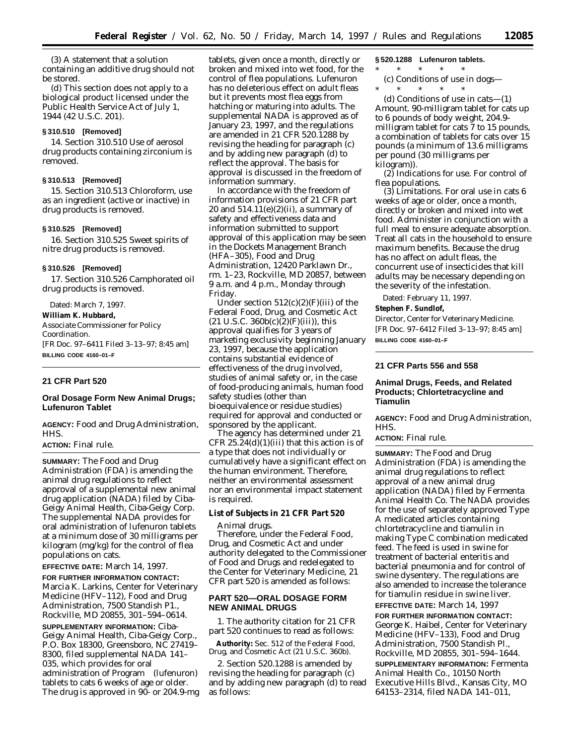(3) A statement that a solution containing an additive drug should not be stored.

(d) This section does not apply to a biological product licensed under the Public Health Service Act of July 1, 1944 (42 U.S.C. 201).

**§ 310.510 [Removed]**

14. Section 310.510 Use of aerosol drug products containing zirconium is removed.

**§ 310.513 [Removed]**

15. Section 310.513 Chloroform, use as an ingredient (active or inactive) in drug products is removed.

**§ 310.525 [Removed]**

16. Section 310.525 Sweet spirits of nitre drug products is removed.

**§ 310.526 [Removed]**

17. Section 310.526 Camphorated oil drug products is removed.

Dated: March 7, 1997.

**William K. Hubbard,**

*Associate Commissioner for Policy Coordination.*

[FR Doc. 97–6411 Filed 3–13–97; 8:45 am]

**BILLING CODE 4160–01–F**

---

## 21 CFR Part 520

## Oral Dosage Form New Animal Drugs; Lufenuron Tablet

**AGENCY:** Food and Drug Administration, HHS.

**ACTION:** Final rule.

**SUMMARY:** The Food and Drug Administration (FDA) is amending the animal drug regulations to reflect approval of a supplemental new animal drug application (NADA) filed by Ciba-Geigy Animal Health, Ciba-Geigy Corp. The supplemental NADA provides for oral administration of lufenuron tablets at a minimum dose of 30 milligrams per kilogram (mg/kg) for the control of flea populations on cats.

**EFFECTIVE DATE:** March 14, 1997.

**FOR FURTHER INFORMATION CONTACT:** Marcia K. Larkins, Center for Veterinary Medicine (HFV–112), Food and Drug Administration, 7500 Standish Pl., Rockville, MD 20855, 301–594–0614.

**SUPPLEMENTARY INFORMATION:** Ciba-Geigy Animal Health, Ciba-Geigy Corp., P.O. Box 18300, Greensboro, NC 27419–8300, filed supplemental NADA 141–035, which provides for oral administration of Program (lufenuron) tablets to cats 6 weeks of age or older. The drug is approved in 90- or 204.9-mg tablets, given once a month, directly or broken and mixed into wet food, for the control of flea populations. Lufenuron has no deleterious effect on adult fleas but it prevents most flea eggs from hatching or maturing into adults. The supplemental NADA is approved as of January 23, 1997, and the regulations are amended in 21 CFR 520.1288 by revising the heading for paragraph (c) and by adding new paragraph (d) to reflect the approval. The basis for approval is discussed in the freedom of information summary.

In accordance with the freedom of information provisions of 21 CFR part 20 and 514.11(e)(2)(ii), a summary of safety and effectiveness data and information submitted to support approval of this application may be seen in the Dockets Management Branch (HFA–305), Food and Drug Administration, 12420 Parklawn Dr., rm. 1–23, Rockville, MD 20857, between 9 a.m. and 4 p.m., Monday through Friday.

Under section 512(c)(2)(F)(iii) of the Federal Food, Drug, and Cosmetic Act (21 U.S.C. 360b(c)(2)(F)(iii)), this approval qualifies for 3 years of marketing exclusivity beginning January 23, 1997, because the application contains substantial evidence of effectiveness of the drug involved, studies of animal safety or, in the case of food-producing animals, human food safety studies (other than bioequivalence or residue studies) required for approval and conducted or sponsored by the applicant.

The agency has determined under 21 CFR 25.24(d)(1)(iii) that this action is of a type that does not individually or cumulatively have a significant effect on the human environment. Therefore, neither an environmental assessment nor an environmental impact statement is required.

**List of Subjects in 21 CFR Part 520**

Animal drugs.

Therefore, under the Federal Food, Drug, and Cosmetic Act and under authority delegated to the Commissioner of Food and Drugs and redelegated to the Center for Veterinary Medicine, 21 CFR part 520 is amended as follows:

**PART 520—ORAL DOSAGE FORM NEW ANIMAL DRUGS**

1. The authority citation for 21 CFR part 520 continues to read as follows:

**Authority:** Sec. 512 of the Federal Food, Drug, and Cosmetic Act (21 U.S.C. 360b).

2. Section 520.1288 is amended by revising the heading for paragraph (c) and by adding new paragraph (d) to read as follows:

**§ 520.1288 Lufenuron tablets.**

* * * * *

(c) *Conditions of use in dogs*—

* * * * *

(d) *Conditions of use in cats*—(1) *Amount.* 90-milligram tablet for cats up to 6 pounds of body weight, 204.9-milligram tablet for cats 7 to 15 pounds, a combination of tablets for cats over 15 pounds (a minimum of 13.6 milligrams per pound (30 milligrams per kilogram)).

(2) *Indications for use.* For control of flea populations.

(3) *Limitations.* For oral use in cats 6 weeks of age or older, once a month, directly or broken and mixed into wet food. Administer in conjunction with a full meal to ensure adequate absorption. Treat all cats in the household to ensure maximum benefits. Because the drug has no affect on adult fleas, the concurrent use of insecticides that kill adults may be necessary depending on the severity of the infestation.

Dated: February 11, 1997.

**Stephen F. Sundlof,**

*Director, Center for Veterinary Medicine.*

[FR Doc. 97–6412 Filed 3–13–97; 8:45 am]

**BILLING CODE 4160–01–F**

---

## 21 CFR Parts 556 and 558

## Animal Drugs, Feeds, and Related Products; Chlortetracycline and Tiamulin

**AGENCY:** Food and Drug Administration, HHS.

**ACTION:** Final rule.

**SUMMARY:** The Food and Drug Administration (FDA) is amending the animal drug regulations to reflect approval of a new animal drug application (NADA) filed by Fermenta Animal Health Co. The NADA provides for the use of separately approved Type A medicated articles containing chlortetracycline and tiamulin in making Type C combination medicated feed. The feed is used in swine for treatment of bacterial enteritis and bacterial pneumonia and for control of swine dysentery. The regulations are also amended to increase the tolerance for tiamulin residue in swine liver.

**EFFECTIVE DATE:** March 14, 1997

**FOR FURTHER INFORMATION CONTACT:** George K. Haibel, Center for Veterinary Medicine (HFV–133), Food and Drug Administration, 7500 Standish Pl., Rockville, MD 20855, 301–594–1644.

**SUPPLEMENTARY INFORMATION:** Fermenta Animal Health Co., 10150 North Executive Hills Blvd., Kansas City, MO 64153–2314, filed NADA 141–011,